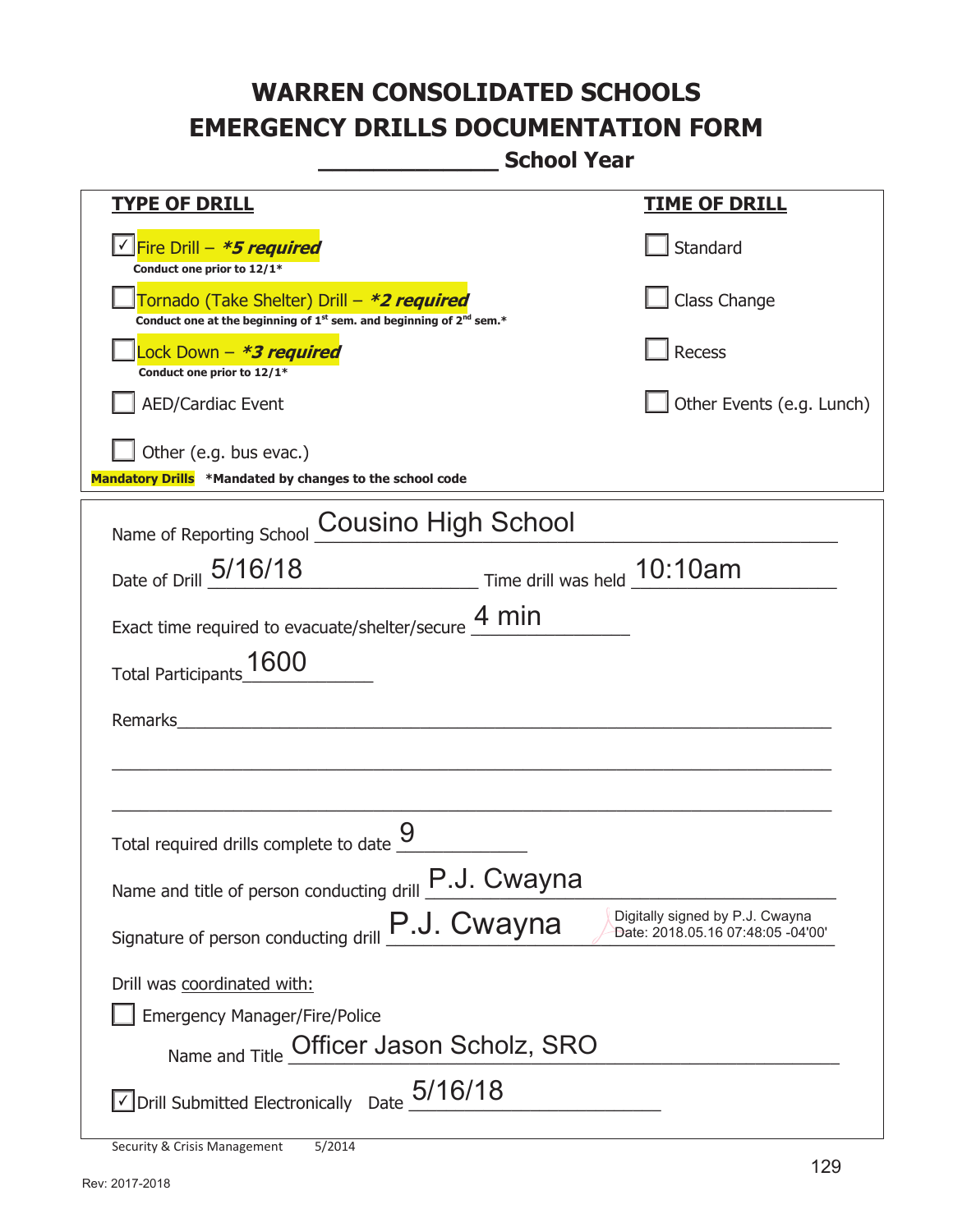# WARREN CONSOLIDATED SCHOOLS
# EMERGENCY DRILLS DOCUMENTATION FORM
## _____________ School Year

| TYPE OF DRILL | TIME OF DRILL |
|---|---|
| ☑ Fire Drill – ***5 required*** <br> Conduct one prior to 12/1* | ☐ Standard |
| ☐ Tornado (Take Shelter) Drill – ***2 required*** <br> Conduct one at the beginning of 1st sem. and beginning of 2nd sem.* | ☐ Class Change |
| ☐ Lock Down – ***3 required*** <br> Conduct one prior to 12/1* | ☐ Recess |
| ☐ AED/Cardiac Event | ☐ Other Events (e.g. Lunch) |
| ☐ Other (e.g. bus evac.) | |

**Mandatory Drills** *Mandated by changes to the school code

Name of Reporting School: Cousino High School

Date of Drill: 5/16/18 Time drill was held: 10:10am

Exact time required to evacuate/shelter/secure: 4 min

Total Participants: 1600

Remarks: ___________________________________________

Total required drills complete to date: 9

Name and title of person conducting drill: P.J. Cwayna

Signature of person conducting drill: P.J. Cwayna (Digitally signed by P.J. Cwayna Date: 2018.05.16 07:48:05 -04'00')

Drill was coordinated with:

☐ Emergency Manager/Fire/Police

Name and Title: Officer Jason Scholz, SRO

☑ Drill Submitted Electronically Date: 5/16/18

Security & Crisis Management 5/2014

Rev: 2017-2018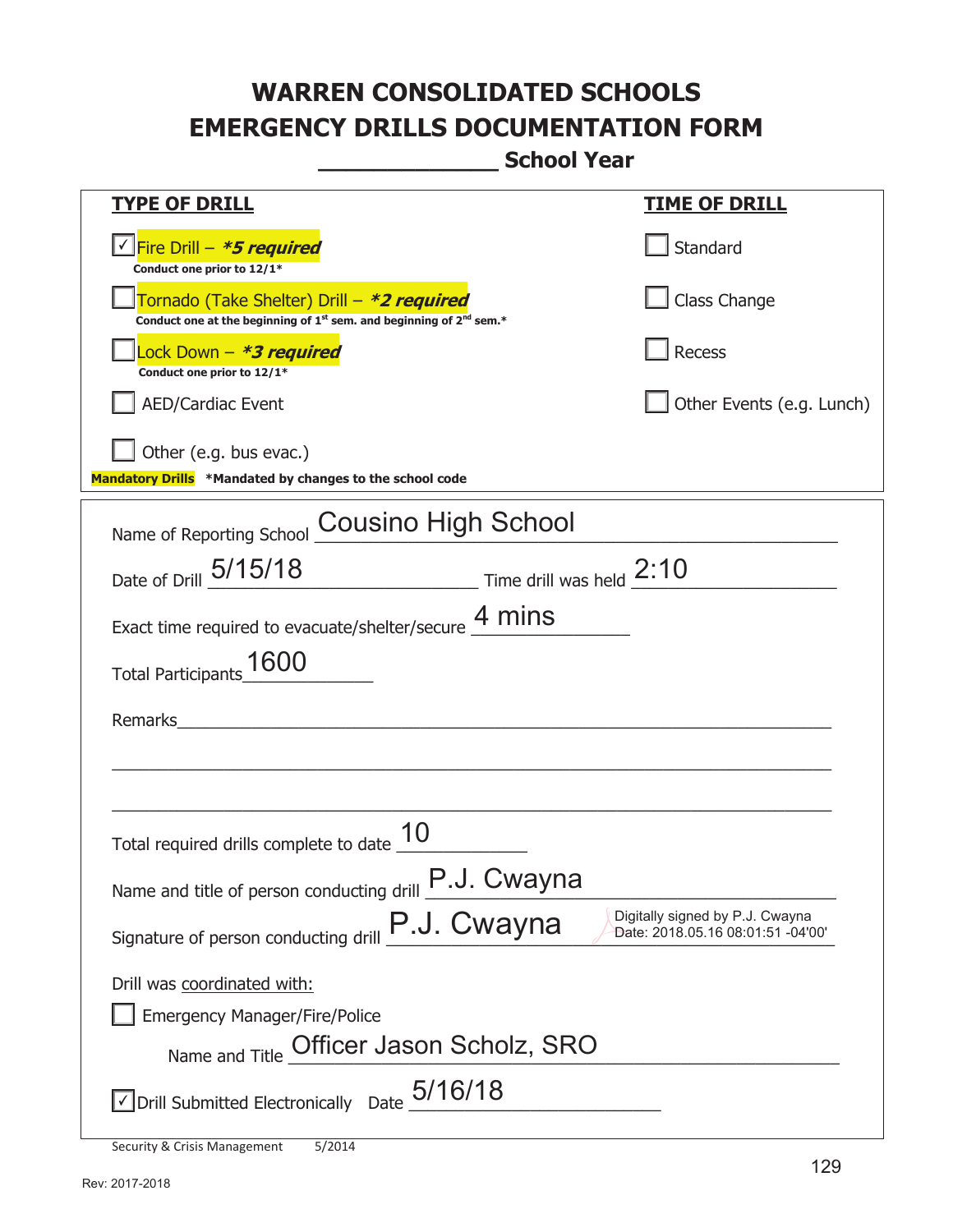# WARREN CONSOLIDATED SCHOOLS
# EMERGENCY DRILLS DOCUMENTATION FORM
## _____________ School Year

| TYPE OF DRILL | TIME OF DRILL |
|---|---|
| ☑ Fire Drill – ***5 required*** <br> **Conduct one prior to 12/1*** | ☐ Standard |
| ☐ Tornado (Take Shelter) Drill – ***2 required*** <br> **Conduct one at the beginning of 1st sem. and beginning of 2nd sem.*** | ☐ Class Change |
| ☐ Lock Down – ***3 required*** <br> **Conduct one prior to 12/1*** | ☐ Recess |
| ☐ AED/Cardiac Event | ☐ Other Events (e.g. Lunch) |
| ☐ Other (e.g. bus evac.) | |

**Mandatory Drills** **\*Mandated by changes to the school code**

Name of Reporting School: Cousino High School

Date of Drill: 5/15/18 Time drill was held: 2:10

Exact time required to evacuate/shelter/secure: 4 mins

Total Participants: 1600

Remarks: ________________________________________________

Total required drills complete to date: 10

Name and title of person conducting drill: P.J. Cwayna

Signature of person conducting drill: P.J. Cwayna — Digitally signed by P.J. Cwayna Date: 2018.05.16 08:01:51 -04'00'

Drill was coordinated with:

☐ Emergency Manager/Fire/Police

Name and Title: Officer Jason Scholz, SRO

☑ Drill Submitted Electronically Date: 5/16/18

Security & Crisis Management 5/2014

Rev: 2017-2018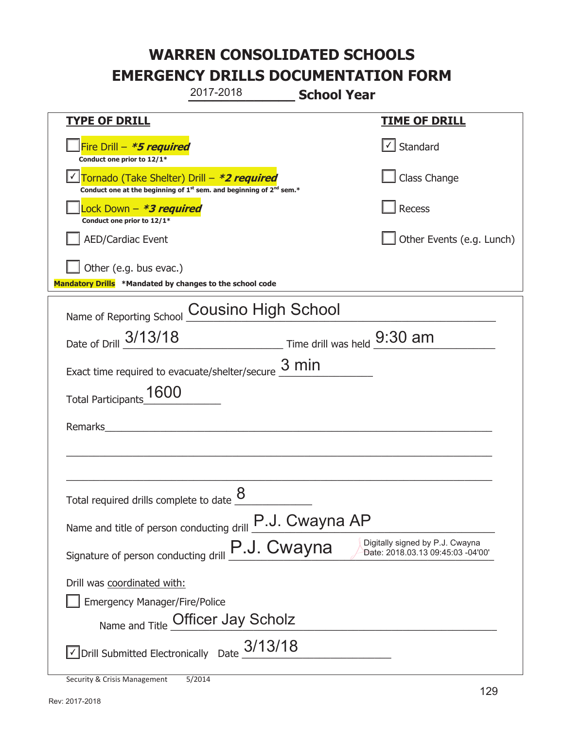# WARREN CONSOLIDATED SCHOOLS
# EMERGENCY DRILLS DOCUMENTATION FORM

2017-2018 **School Year**

| **TYPE OF DRILL** | **TIME OF DRILL** |
|---|---|
| ☐ Fire Drill – ***5 required***<br>**Conduct one prior to 12/1*** | ☑ Standard |
| ☑ Tornado (Take Shelter) Drill – ***2 required***<br>**Conduct one at the beginning of 1st sem. and beginning of 2nd sem.*** | ☐ Class Change |
| ☐ Lock Down – ***3 required***<br>**Conduct one prior to 12/1*** | ☐ Recess |
| ☐ AED/Cardiac Event | ☐ Other Events (e.g. Lunch) |
| ☐ Other (e.g. bus evac.) | |

**Mandatory Drills** ***Mandated by changes to the school code**

Name of Reporting School: Cousino High School

Date of Drill: 3/13/18 Time drill was held: 9:30 am

Exact time required to evacuate/shelter/secure: 3 min

Total Participants: 1600

Remarks:

Total required drills complete to date: 8

Name and title of person conducting drill: P.J. Cwayna AP

Signature of person conducting drill: P.J. Cwayna — Digitally signed by P.J. Cwayna Date: 2018.03.13 09:45:03 -04'00'

Drill was coordinated with:

☐ Emergency Manager/Fire/Police

Name and Title: Officer Jay Scholz

☑ Drill Submitted Electronically Date: 3/13/18

Security & Crisis Management 5/2014

Rev: 2017-2018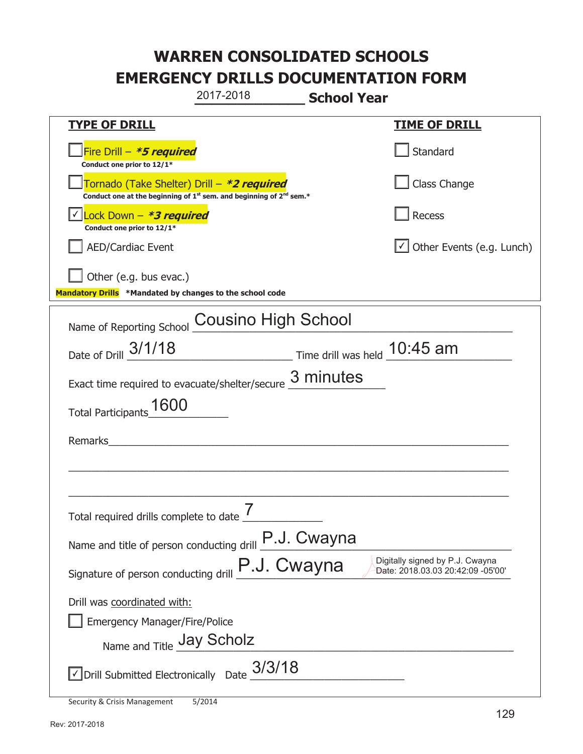# WARREN CONSOLIDATED SCHOOLS
# EMERGENCY DRILLS DOCUMENTATION FORM

2017-2018 **School Year**

| **TYPE OF DRILL** | **TIME OF DRILL** |
|---|---|
| ☐ Fire Drill – ***5 required*** <br> **Conduct one prior to 12/1*** | ☐ Standard |
| ☐ Tornado (Take Shelter) Drill – ***2 required*** <br> **Conduct one at the beginning of 1st sem. and beginning of 2nd sem.*** | ☐ Class Change |
| ☑ Lock Down – ***3 required*** <br> **Conduct one prior to 12/1*** | ☐ Recess |
| ☐ AED/Cardiac Event | ☑ Other Events (e.g. Lunch) |
| ☐ Other (e.g. bus evac.) | |

**Mandatory Drills** ***Mandated by changes to the school code**

Name of Reporting School: Cousino High School

Date of Drill: 3/1/18 Time drill was held: 10:45 am

Exact time required to evacuate/shelter/secure: 3 minutes

Total Participants: 1600

Remarks: ______________________________

Total required drills complete to date: 7

Name and title of person conducting drill: P.J. Cwayna

Signature of person conducting drill: P.J. Cwayna Digitally signed by P.J. Cwayna Date: 2018.03.03 20:42:09 -05'00'

Drill was coordinated with:

☐ Emergency Manager/Fire/Police

Name and Title: Jay Scholz

☑ Drill Submitted Electronically Date: 3/3/18

Security & Crisis Management 5/2014

Rev: 2017-2018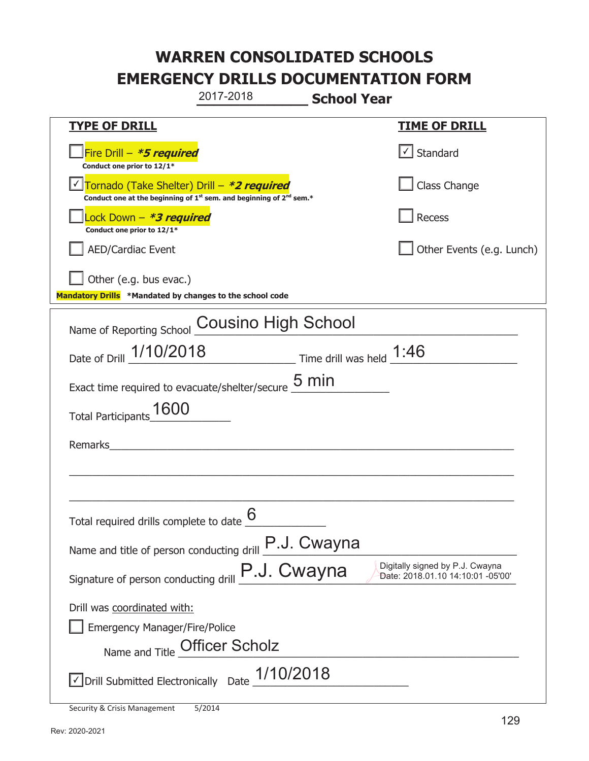# WARREN CONSOLIDATED SCHOOLS
# EMERGENCY DRILLS DOCUMENTATION FORM

2017-2018 **School Year**

| **TYPE OF DRILL** | **TIME OF DRILL** |
|---|---|
| ☐ Fire Drill – ***5 required** <br> **Conduct one prior to 12/1*** | ☑ Standard |
| ☑ Tornado (Take Shelter) Drill – ***2 required** <br> **Conduct one at the beginning of 1st sem. and beginning of 2nd sem.*** | ☐ Class Change |
| ☐ Lock Down – ***3 required** <br> **Conduct one prior to 12/1*** | ☐ Recess |
| ☐ AED/Cardiac Event | ☐ Other Events (e.g. Lunch) |
| ☐ Other (e.g. bus evac.) | |

**Mandatory Drills** **\*Mandated by changes to the school code**

Name of Reporting School: Cousino High School

Date of Drill: 1/10/2018 Time drill was held: 1:46

Exact time required to evacuate/shelter/secure: 5 min

Total Participants: 1600

Remarks: ______________________________________________

Total required drills complete to date: 6

Name and title of person conducting drill: P.J. Cwayna

Signature of person conducting drill: P.J. Cwayna Digitally signed by P.J. Cwayna Date: 2018.01.10 14:10:01 -05'00'

Drill was coordinated with:

☐ Emergency Manager/Fire/Police

Name and Title: Officer Scholz

☑ Drill Submitted Electronically Date: 1/10/2018

Security & Crisis Management 5/2014

Rev: 2020-2021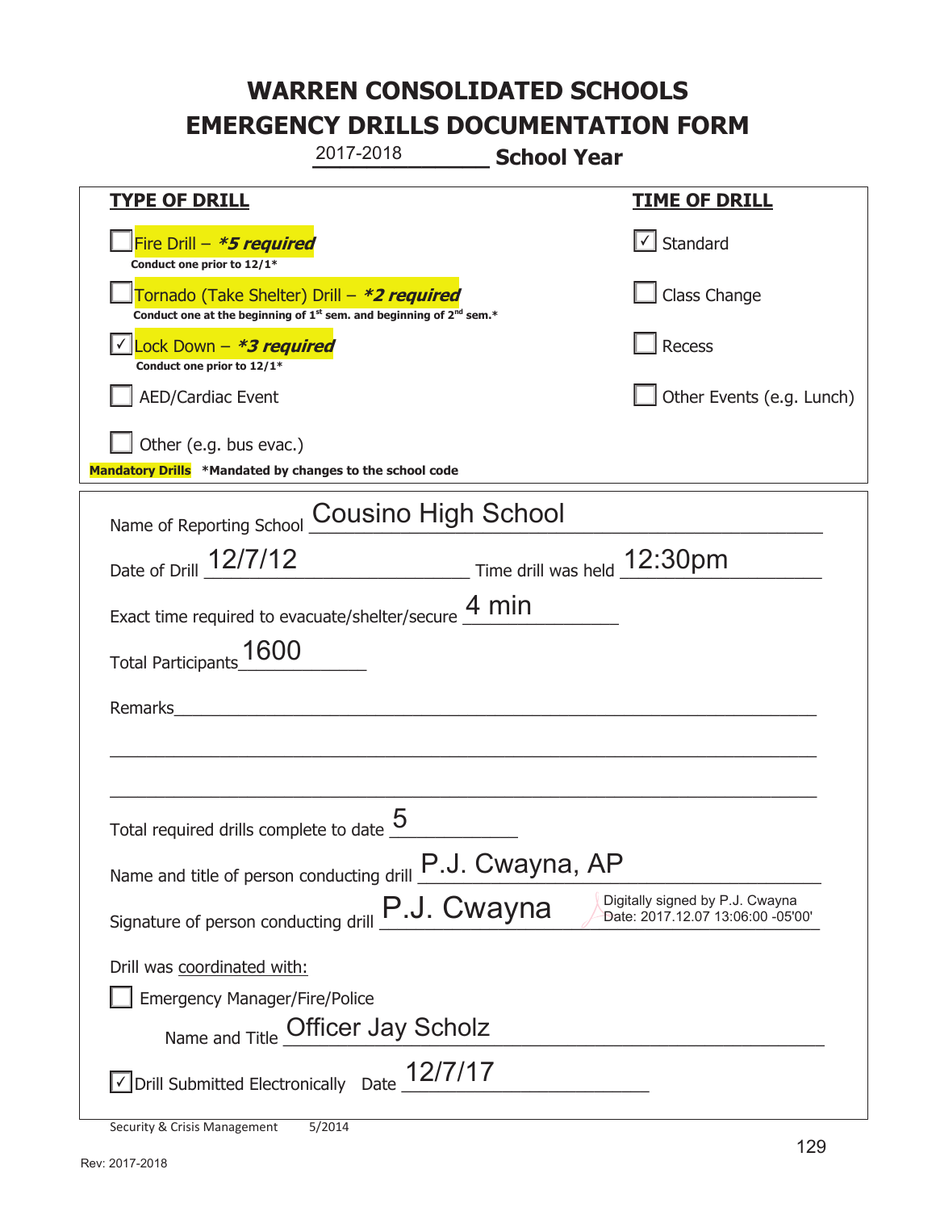# WARREN CONSOLIDATED SCHOOLS
# EMERGENCY DRILLS DOCUMENTATION FORM

2017-2018 **School Year**

| **TYPE OF DRILL** | **TIME OF DRILL** |
|---|---|
| ☐ Fire Drill – ***5 required** Conduct one prior to 12/1* | ☑ Standard |
| ☐ Tornado (Take Shelter) Drill – ***2 required** Conduct one at the beginning of 1st sem. and beginning of 2nd sem.* | ☐ Class Change |
| ☑ Lock Down – ***3 required** Conduct one prior to 12/1* | ☐ Recess |
| ☐ AED/Cardiac Event | ☐ Other Events (e.g. Lunch) |
| ☐ Other (e.g. bus evac.) | |

**Mandatory Drills** *Mandated by changes to the school code

Name of Reporting School: Cousino High School

Date of Drill: 12/7/12 Time drill was held: 12:30pm

Exact time required to evacuate/shelter/secure: 4 min

Total Participants: 1600

Remarks: ______________________________________________

Total required drills complete to date: 5

Name and title of person conducting drill: P.J. Cwayna, AP

Signature of person conducting drill: P.J. Cwayna — Digitally signed by P.J. Cwayna Date: 2017.12.07 13:06:00 -05'00'

Drill was coordinated with:

☐ Emergency Manager/Fire/Police

Name and Title: Officer Jay Scholz

☑ Drill Submitted Electronically Date: 12/7/17

Security & Crisis Management 5/2014

Rev: 2017-2018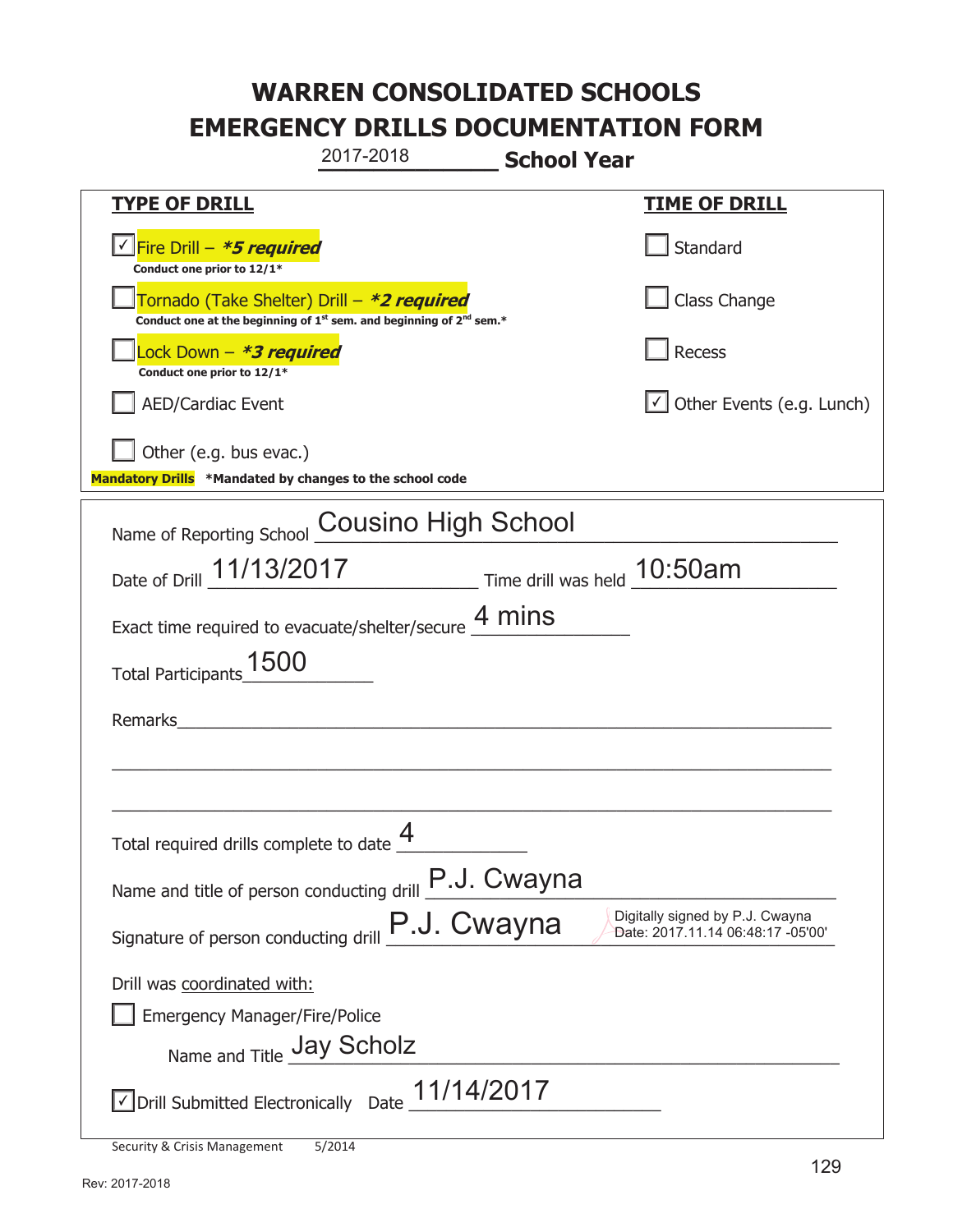# WARREN CONSOLIDATED SCHOOLS
# EMERGENCY DRILLS DOCUMENTATION FORM

2017-2018 **School Year**

| **TYPE OF DRILL** | **TIME OF DRILL** |
|---|---|
| ☑ Fire Drill – ***5 required** <br> **Conduct one prior to 12/1*** | ☐ Standard |
| ☐ Tornado (Take Shelter) Drill – ***2 required** <br> **Conduct one at the beginning of 1st sem. and beginning of 2nd sem.*** | ☐ Class Change |
| ☐ Lock Down – ***3 required** <br> **Conduct one prior to 12/1*** | ☐ Recess |
| ☐ AED/Cardiac Event | ☑ Other Events (e.g. Lunch) |
| ☐ Other (e.g. bus evac.) | |

**Mandatory Drills** **\*Mandated by changes to the school code**

Name of Reporting School: Cousino High School

Date of Drill: 11/13/2017 Time drill was held: 10:50am

Exact time required to evacuate/shelter/secure: 4 mins

Total Participants: 1500

Remarks: ______________________________

Total required drills complete to date: 4

Name and title of person conducting drill: P.J. Cwayna

Signature of person conducting drill: P.J. Cwayna Digitally signed by P.J. Cwayna Date: 2017.11.14 06:48:17 -05'00'

Drill was coordinated with:

☐ Emergency Manager/Fire/Police

Name and Title: Jay Scholz

☑ Drill Submitted Electronically Date: 11/14/2017

Security & Crisis Management 5/2014

Rev: 2017-2018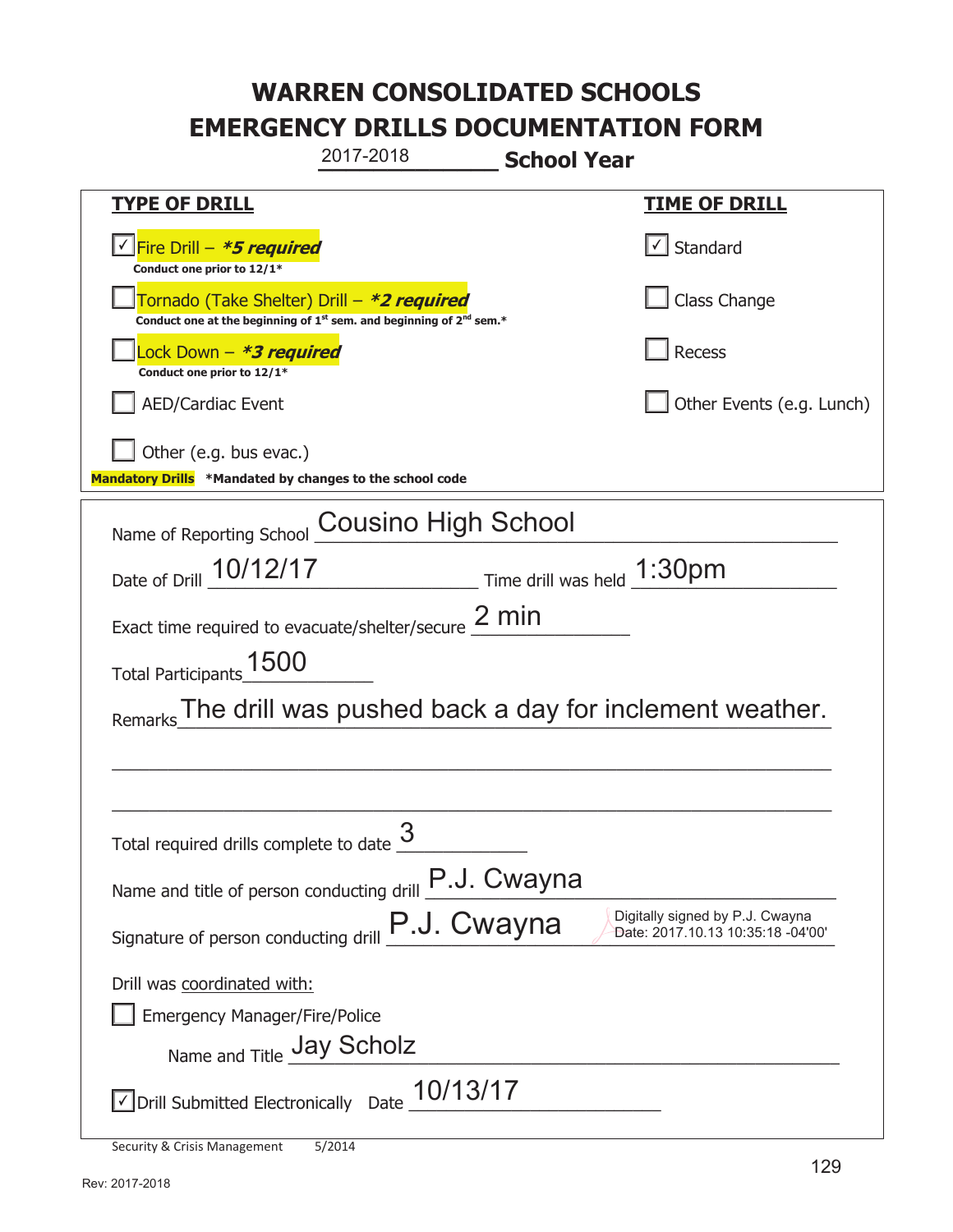# WARREN CONSOLIDATED SCHOOLS
# EMERGENCY DRILLS DOCUMENTATION FORM

2017-2018 **School Year**

| **TYPE OF DRILL** | **TIME OF DRILL** |
|---|---|
| ☑ Fire Drill – ***5 required*** <br> **Conduct one prior to 12/1*** | ☑ Standard |
| ☐ Tornado (Take Shelter) Drill – ***2 required*** <br> **Conduct one at the beginning of 1st sem. and beginning of 2nd sem.*** | ☐ Class Change |
| ☐ Lock Down – ***3 required*** <br> **Conduct one prior to 12/1*** | ☐ Recess |
| ☐ AED/Cardiac Event | ☐ Other Events (e.g. Lunch) |
| ☐ Other (e.g. bus evac.) | |

**Mandatory Drills** **\*Mandated by changes to the school code**

Name of Reporting School: Cousino High School

Date of Drill: 10/12/17 Time drill was held: 1:30pm

Exact time required to evacuate/shelter/secure: 2 min

Total Participants: 1500

Remarks: The drill was pushed back a day for inclement weather.

Total required drills complete to date: 3

Name and title of person conducting drill: P.J. Cwayna

Signature of person conducting drill: P.J. Cwayna (Digitally signed by P.J. Cwayna Date: 2017.10.13 10:35:18 -04'00')

Drill was coordinated with:

☐ Emergency Manager/Fire/Police

Name and Title: Jay Scholz

☑ Drill Submitted Electronically Date: 10/13/17

Security & Crisis Management 5/2014

Rev: 2017-2018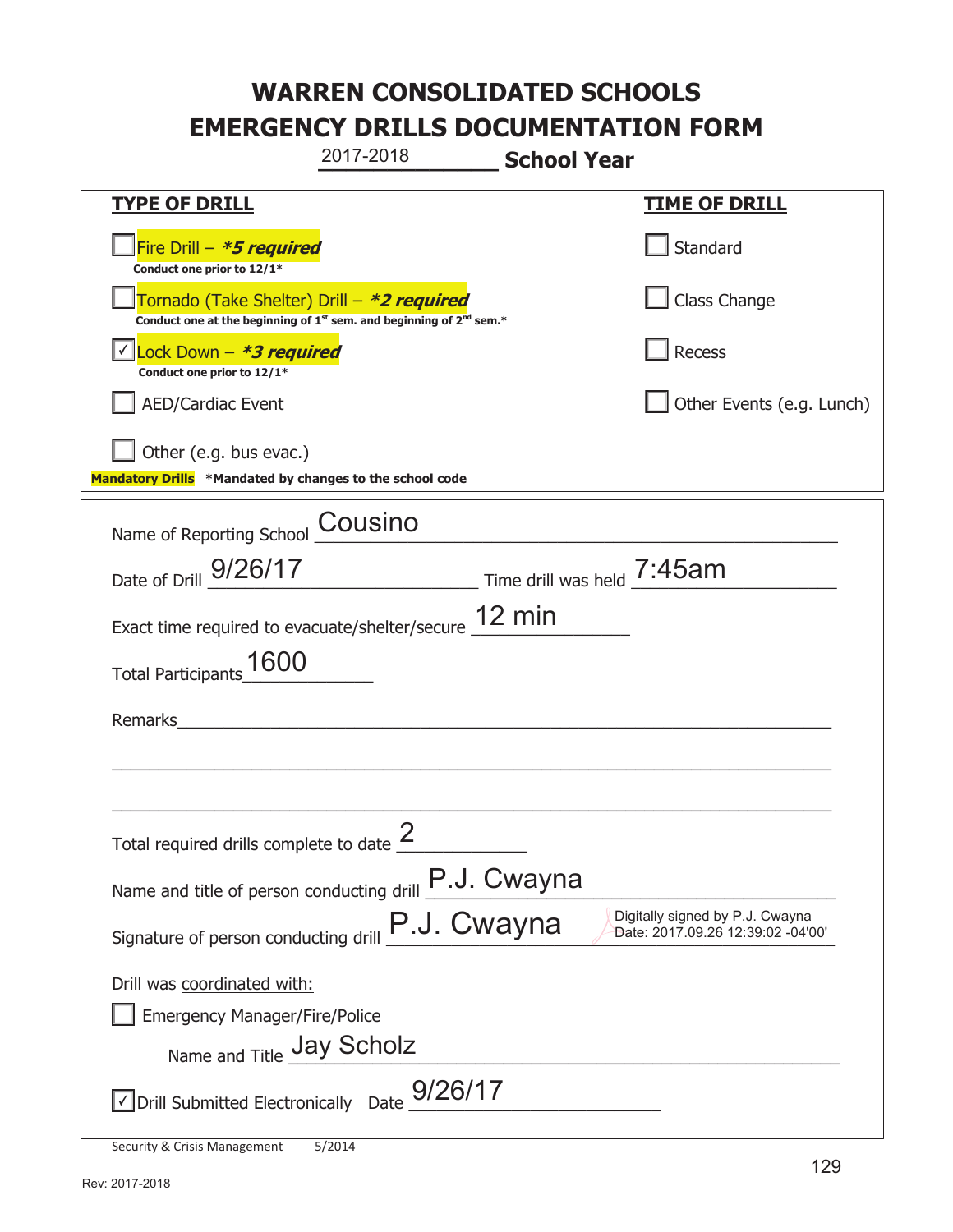# WARREN CONSOLIDATED SCHOOLS
# EMERGENCY DRILLS DOCUMENTATION FORM

2017-2018 **School Year**

| **TYPE OF DRILL** | **TIME OF DRILL** |
|---|---|
| ☐ Fire Drill – ***\*5 required*** <br> **Conduct one prior to 12/1\*** | ☐ Standard |
| ☐ Tornado (Take Shelter) Drill – ***\*2 required*** <br> **Conduct one at the beginning of 1st sem. and beginning of 2nd sem.\*** | ☐ Class Change |
| ☑ Lock Down – ***\*3 required*** <br> **Conduct one prior to 12/1\*** | ☐ Recess |
| ☐ AED/Cardiac Event | ☐ Other Events (e.g. Lunch) |
| ☐ Other (e.g. bus evac.) | |

**Mandatory Drills** **\*Mandated by changes to the school code**

Name of Reporting School: Cousino

Date of Drill: 9/26/17 Time drill was held: 7:45am

Exact time required to evacuate/shelter/secure: 12 min

Total Participants: 1600

Remarks: ______________________________________________

Total required drills complete to date: 2

Name and title of person conducting drill: P.J. Cwayna

Signature of person conducting drill: P.J. Cwayna (Digitally signed by P.J. Cwayna Date: 2017.09.26 12:39:02 -04'00')

Drill was coordinated with:

☐ Emergency Manager/Fire/Police

Name and Title: Jay Scholz

☑ Drill Submitted Electronically Date: 9/26/17

Security & Crisis Management 5/2014

Rev: 2017-2018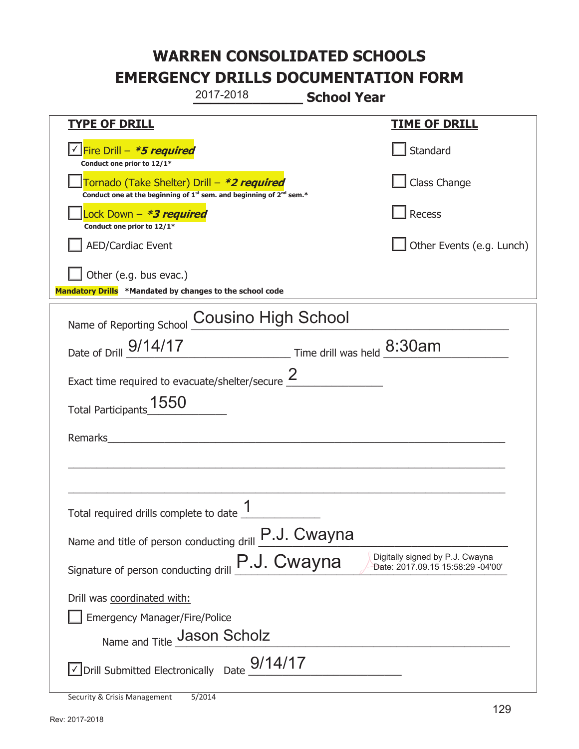# WARREN CONSOLIDATED SCHOOLS
# EMERGENCY DRILLS DOCUMENTATION FORM

2017-2018 **School Year**

| **TYPE OF DRILL** | **TIME OF DRILL** |
|---|---|
| ☑ Fire Drill – ***\*5 required*** <br> **Conduct one prior to 12/1\*** | ☐ Standard |
| ☐ Tornado (Take Shelter) Drill – ***\*2 required*** <br> **Conduct one at the beginning of 1st sem. and beginning of 2nd sem.\*** | ☐ Class Change |
| ☐ Lock Down – ***\*3 required*** <br> **Conduct one prior to 12/1\*** | ☐ Recess |
| ☐ AED/Cardiac Event | ☐ Other Events (e.g. Lunch) |
| ☐ Other (e.g. bus evac.) | |

**Mandatory Drills** **\*Mandated by changes to the school code**

Name of Reporting School: Cousino High School

Date of Drill: 9/14/17 Time drill was held: 8:30am

Exact time required to evacuate/shelter/secure: 2

Total Participants: 1550

Remarks: ____________________

Total required drills complete to date: 1

Name and title of person conducting drill: P.J. Cwayna

Signature of person conducting drill: P.J. Cwayna (Digitally signed by P.J. Cwayna Date: 2017.09.15 15:58:29 -04'00')

Drill was coordinated with:

☐ Emergency Manager/Fire/Police

Name and Title: Jason Scholz

☑ Drill Submitted Electronically Date: 9/14/17

Security & Crisis Management 5/2014

Rev: 2017-2018